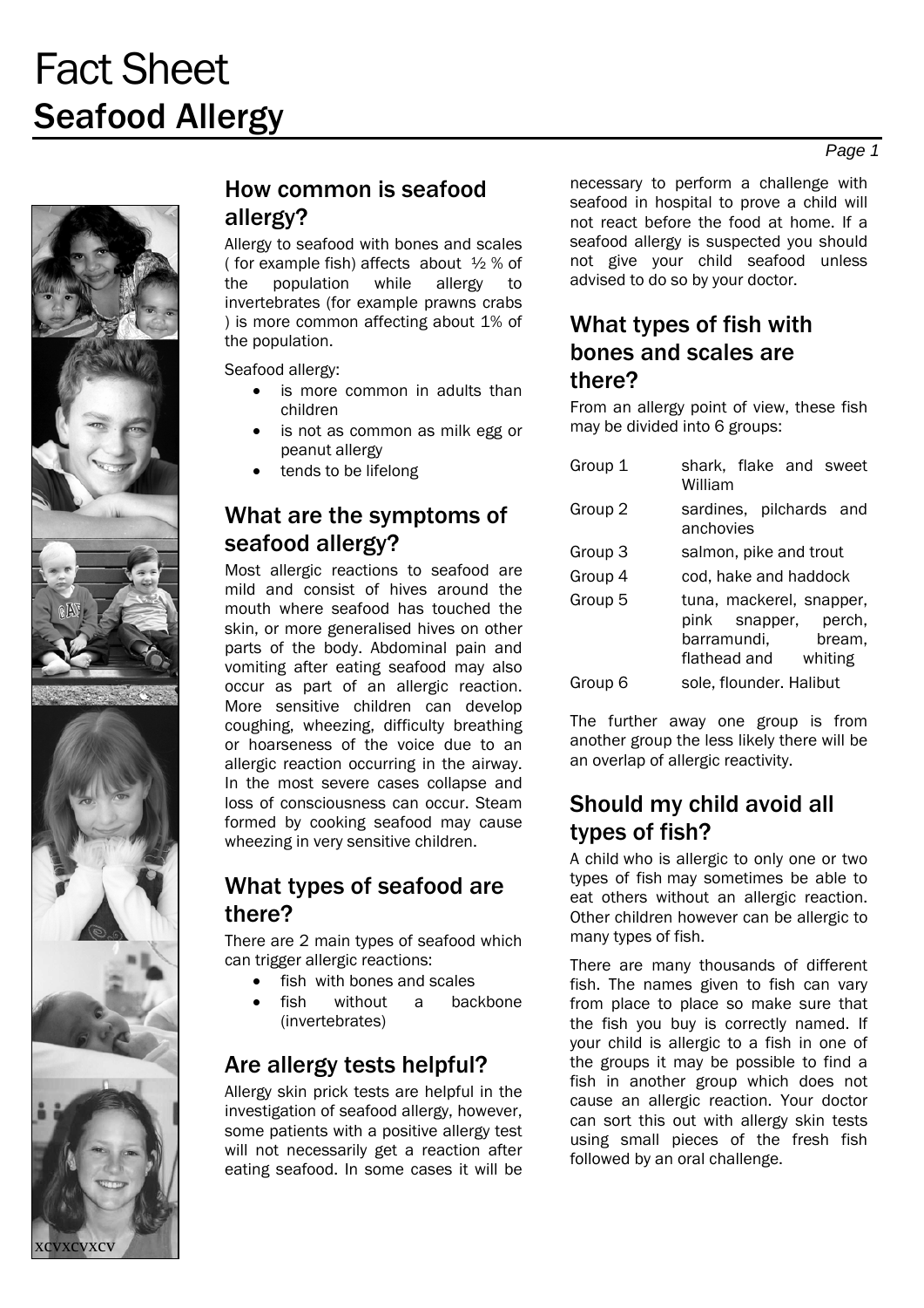# Fact Sheet

# Seafood Allergy

## How common is seafood allergy?

Allergy to seafood with bones and scales ( for example fish) affects about ½ % of the population while allergy to invertebrates (for example prawns crabs ) is more common affecting about 1% of the population.

Seafood allergy:

- is more common in adults than children
- is not as common as milk egg or peanut allergy
- tends to be lifelong

## What are the symptoms of seafood allergy?

Most allergic reactions to seafood are mild and consist of hives around the mouth where seafood has touched the skin, or more generalised hives on other parts of the body. Abdominal pain and vomiting after eating seafood may also occur as part of an allergic reaction. More sensitive children can develop coughing, wheezing, difficulty breathing or hoarseness of the voice due to an allergic reaction occurring in the airway. In the most severe cases collapse and loss of consciousness can occur. Steam formed by cooking seafood may cause wheezing in very sensitive children.

## What types of seafood are there?

There are 2 main types of seafood which can trigger allergic reactions:

- fish with bones and scales
- fish without a backbone (invertebrates)

## Are allergy tests helpful?

Allergy skin prick tests are helpful in the investigation of seafood allergy, however, some patients with a positive allergy test will not necessarily get a reaction after eating seafood. In some cases it will be necessary to perform a challenge with seafood in hospital to prove a child will not react before the food at home. If a seafood allergy is suspected you should not give your child seafood unless advised to do so by your doctor.

## What types of fish with bones and scales are there?

From an allergy point of view, these fish may be divided into 6 groups:

| | |
|---|---|
| Group 1 | shark, flake and sweet William |
| Group 2 | sardines, pilchards and anchovies |
| Group 3 | salmon, pike and trout |
| Group 4 | cod, hake and haddock |
| Group 5 | tuna, mackerel, snapper, pink snapper, perch, barramundi, bream, flathead and whiting |
| Group 6 | sole, flounder. Halibut |

The further away one group is from another group the less likely there will be an overlap of allergic reactivity.

## Should my child avoid all types of fish?

A child who is allergic to only one or two types of fish may sometimes be able to eat others without an allergic reaction. Other children however can be allergic to many types of fish.

There are many thousands of different fish. The names given to fish can vary from place to place so make sure that the fish you buy is correctly named. If your child is allergic to a fish in one of the groups it may be possible to find a fish in another group which does not cause an allergic reaction. Your doctor can sort this out with allergy skin tests using small pieces of the fresh fish followed by an oral challenge.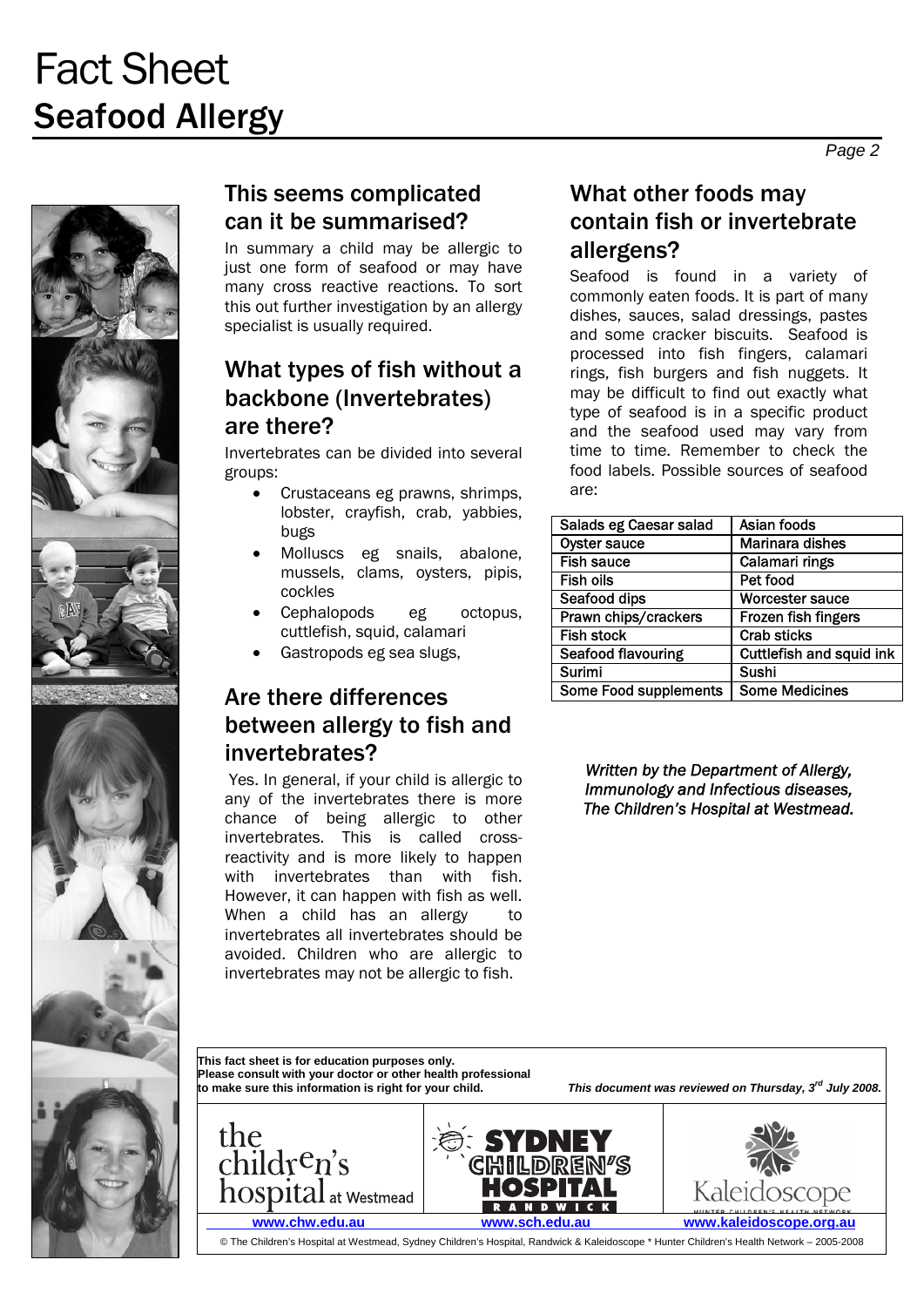# Fact Sheet
## Seafood Allergy

### This seems complicated can it be summarised?

In summary a child may be allergic to just one form of seafood or may have many cross reactive reactions. To sort this out further investigation by an allergy specialist is usually required.

### What types of fish without a backbone (Invertebrates) are there?

Invertebrates can be divided into several groups:

- Crustaceans eg prawns, shrimps, lobster, crayfish, crab, yabbies, bugs
- Molluscs eg snails, abalone, mussels, clams, oysters, pipis, cockles
- Cephalopods eg octopus, cuttlefish, squid, calamari
- Gastropods eg sea slugs,

### Are there differences between allergy to fish and invertebrates?

Yes. In general, if your child is allergic to any of the invertebrates there is more chance of being allergic to other invertebrates. This is called cross-reactivity and is more likely to happen with invertebrates than with fish. However, it can happen with fish as well. When a child has an allergy to invertebrates all invertebrates should be avoided. Children who are allergic to invertebrates may not be allergic to fish.

### What other foods may contain fish or invertebrate allergens?

Seafood is found in a variety of commonly eaten foods. It is part of many dishes, sauces, salad dressings, pastes and some cracker biscuits. Seafood is processed into fish fingers, calamari rings, fish burgers and fish nuggets. It may be difficult to find out exactly what type of seafood is in a specific product and the seafood used may vary from time to time. Remember to check the food labels. Possible sources of seafood are:

| | |
|---|---|
| Salads eg Caesar salad | Asian foods |
| Oyster sauce | Marinara dishes |
| Fish sauce | Calamari rings |
| Fish oils | Pet food |
| Seafood dips | Worcester sauce |
| Prawn chips/crackers | Frozen fish fingers |
| Fish stock | Crab sticks |
| Seafood flavouring | Cuttlefish and squid ink |
| Surimi | Sushi |
| Some Food supplements | Some Medicines |

*Written by the Department of Allergy, Immunology and Infectious diseases, The Children's Hospital at Westmead.*

**This fact sheet is for education purposes only. Please consult with your doctor or other health professional to make sure this information is right for your child.**

***This document was reviewed on Thursday, 3rd July 2008.***

the children's hospital at Westmead — www.chw.edu.au
SYDNEY CHILDREN'S HOSPITAL RANDWICK — www.sch.edu.au
Kaleidoscope HUNTER CHILDREN'S HEALTH NETWORK — www.kaleidoscope.org.au

© The Children's Hospital at Westmead, Sydney Children's Hospital, Randwick & Kaleidoscope * Hunter Children's Health Network – 2005-2008